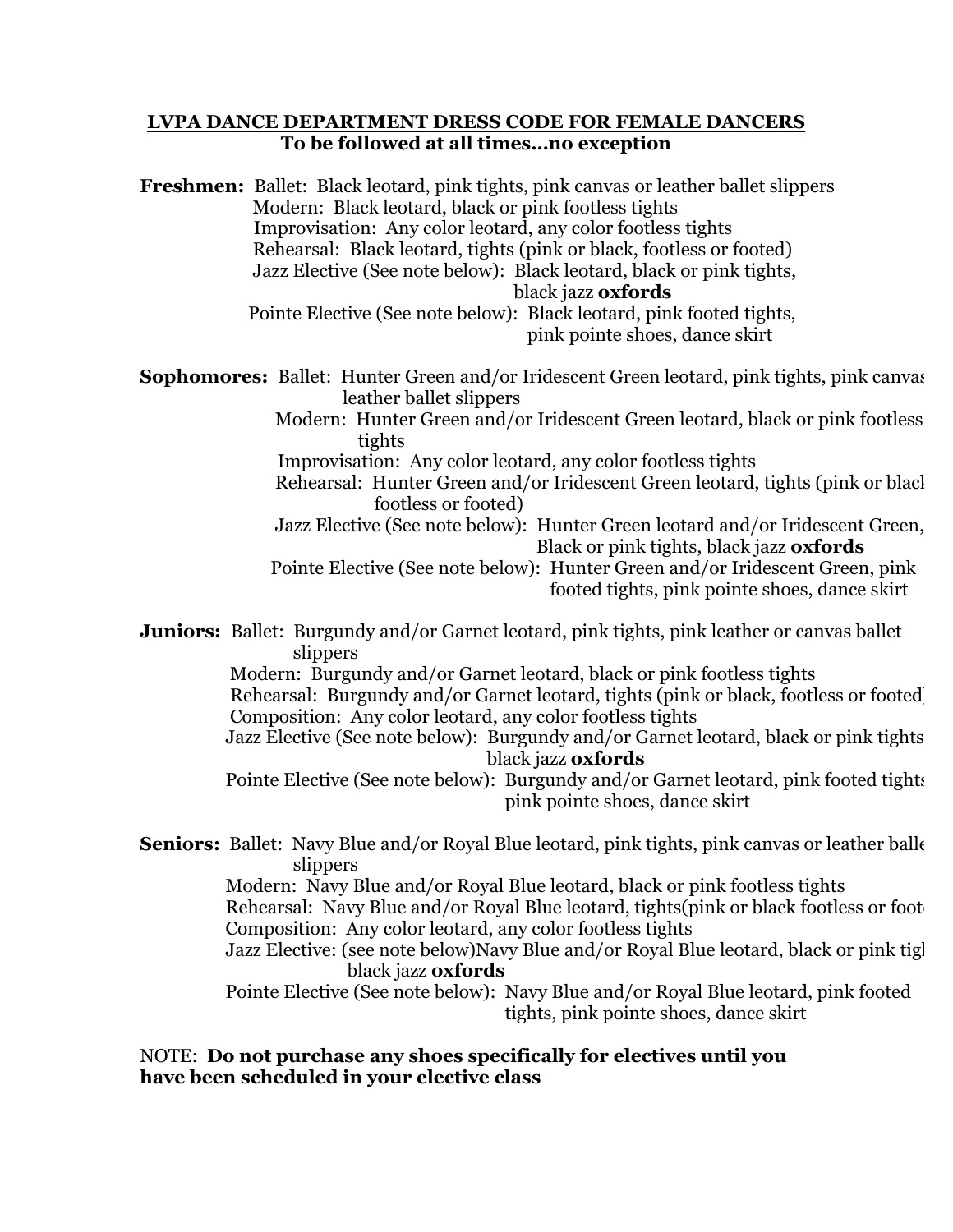**LVPA DANCE DEPARTMENT DRESS CODE FOR FEMALE DANCERS**
**To be followed at all times…no exception**

**Freshmen:**
- Ballet: Black leotard, pink tights, pink canvas or leather ballet slippers
- Modern: Black leotard, black or pink footless tights
- Improvisation: Any color leotard, any color footless tights
- Rehearsal: Black leotard, tights (pink or black, footless or footed)
- Jazz Elective (See note below): Black leotard, black or pink tights, black jazz **oxfords**
- Pointe Elective (See note below): Black leotard, pink footed tights, pink pointe shoes, dance skirt

**Sophomores:**
- Ballet: Hunter Green and/or Iridescent Green leotard, pink tights, pink canvas leather ballet slippers
- Modern: Hunter Green and/or Iridescent Green leotard, black or pink footless tights
- Improvisation: Any color leotard, any color footless tights
- Rehearsal: Hunter Green and/or Iridescent Green leotard, tights (pink or black footless or footed)
- Jazz Elective (See note below): Hunter Green leotard and/or Iridescent Green, Black or pink tights, black jazz **oxfords**
- Pointe Elective (See note below): Hunter Green and/or Iridescent Green, pink footed tights, pink pointe shoes, dance skirt

**Juniors:**
- Ballet: Burgundy and/or Garnet leotard, pink tights, pink leather or canvas ballet slippers
- Modern: Burgundy and/or Garnet leotard, black or pink footless tights
- Rehearsal: Burgundy and/or Garnet leotard, tights (pink or black, footless or footed)
- Composition: Any color leotard, any color footless tights
- Jazz Elective (See note below): Burgundy and/or Garnet leotard, black or pink tights black jazz **oxfords**
- Pointe Elective (See note below): Burgundy and/or Garnet leotard, pink footed tights pink pointe shoes, dance skirt

**Seniors:**
- Ballet: Navy Blue and/or Royal Blue leotard, pink tights, pink canvas or leather balle slippers
- Modern: Navy Blue and/or Royal Blue leotard, black or pink footless tights
- Rehearsal: Navy Blue and/or Royal Blue leotard, tights(pink or black footless or foot
- Composition: Any color leotard, any color footless tights
- Jazz Elective: (see note below)Navy Blue and/or Royal Blue leotard, black or pink tigl black jazz **oxfords**
- Pointe Elective (See note below): Navy Blue and/or Royal Blue leotard, pink footed tights, pink pointe shoes, dance skirt

NOTE: **Do not purchase any shoes specifically for electives until you have been scheduled in your elective class**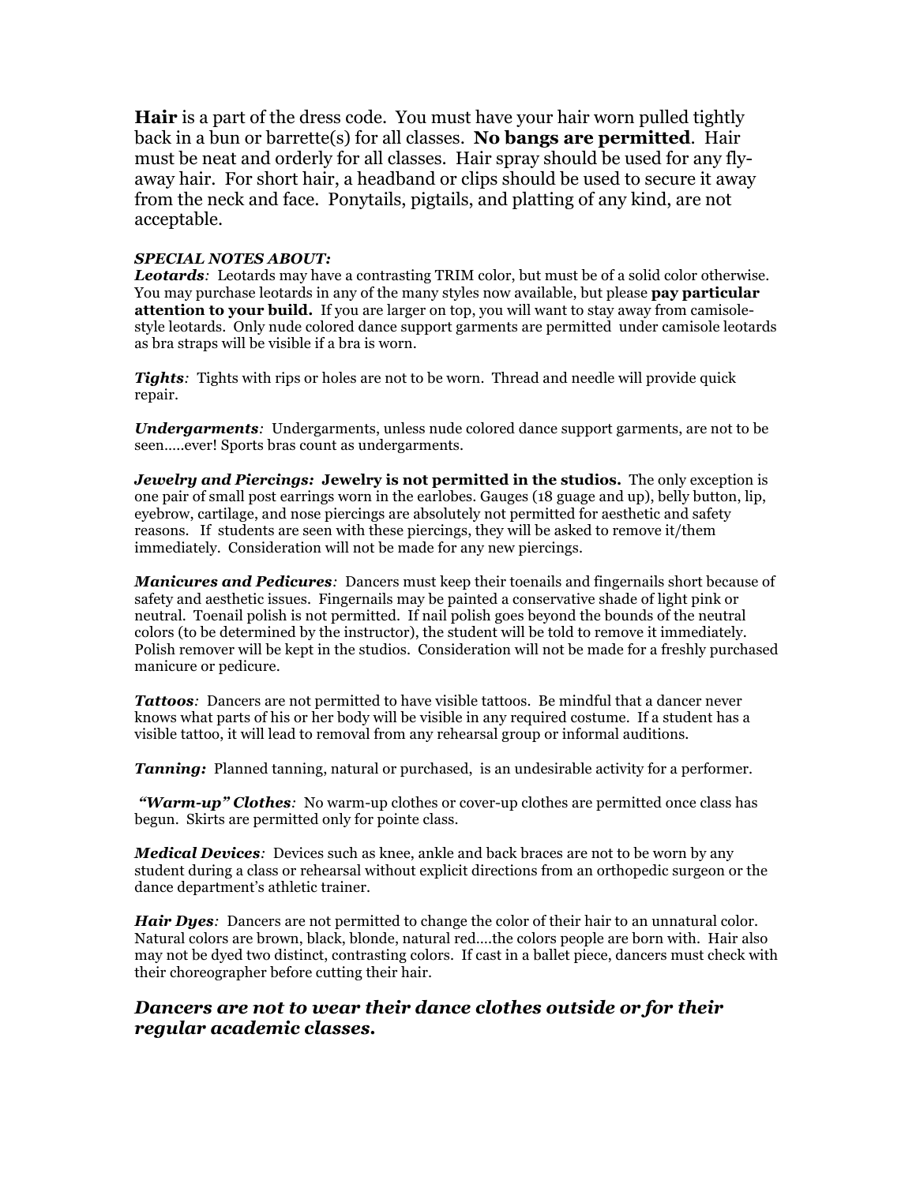**Hair** is a part of the dress code. You must have your hair worn pulled tightly back in a bun or barrette(s) for all classes. **No bangs are permitted**. Hair must be neat and orderly for all classes. Hair spray should be used for any fly-away hair. For short hair, a headband or clips should be used to secure it away from the neck and face. Ponytails, pigtails, and platting of any kind, are not acceptable.

***SPECIAL NOTES ABOUT:***

***Leotards****:* Leotards may have a contrasting TRIM color, but must be of a solid color otherwise. You may purchase leotards in any of the many styles now available, but please **pay particular attention to your build.** If you are larger on top, you will want to stay away from camisole-style leotards. Only nude colored dance support garments are permitted under camisole leotards as bra straps will be visible if a bra is worn.

***Tights****:* Tights with rips or holes are not to be worn. Thread and needle will provide quick repair.

***Undergarments****:* Undergarments, unless nude colored dance support garments, are not to be seen…..ever! Sports bras count as undergarments.

***Jewelry and Piercings:*** **Jewelry is not permitted in the studios.** The only exception is one pair of small post earrings worn in the earlobes. Gauges (18 guage and up), belly button, lip, eyebrow, cartilage, and nose piercings are absolutely not permitted for aesthetic and safety reasons. If students are seen with these piercings, they will be asked to remove it/them immediately. Consideration will not be made for any new piercings.

***Manicures and Pedicures****:* Dancers must keep their toenails and fingernails short because of safety and aesthetic issues. Fingernails may be painted a conservative shade of light pink or neutral. Toenail polish is not permitted. If nail polish goes beyond the bounds of the neutral colors (to be determined by the instructor), the student will be told to remove it immediately. Polish remover will be kept in the studios. Consideration will not be made for a freshly purchased manicure or pedicure.

***Tattoos****:* Dancers are not permitted to have visible tattoos. Be mindful that a dancer never knows what parts of his or her body will be visible in any required costume. If a student has a visible tattoo, it will lead to removal from any rehearsal group or informal auditions.

***Tanning:*** Planned tanning, natural or purchased, is an undesirable activity for a performer.

***"Warm-up" Clothes****:* No warm-up clothes or cover-up clothes are permitted once class has begun. Skirts are permitted only for pointe class.

***Medical Devices****:* Devices such as knee, ankle and back braces are not to be worn by any student during a class or rehearsal without explicit directions from an orthopedic surgeon or the dance department's athletic trainer.

***Hair Dyes****:* Dancers are not permitted to change the color of their hair to an unnatural color. Natural colors are brown, black, blonde, natural red….the colors people are born with. Hair also may not be dyed two distinct, contrasting colors. If cast in a ballet piece, dancers must check with their choreographer before cutting their hair.

***Dancers are not to wear their dance clothes outside or for their regular academic classes.***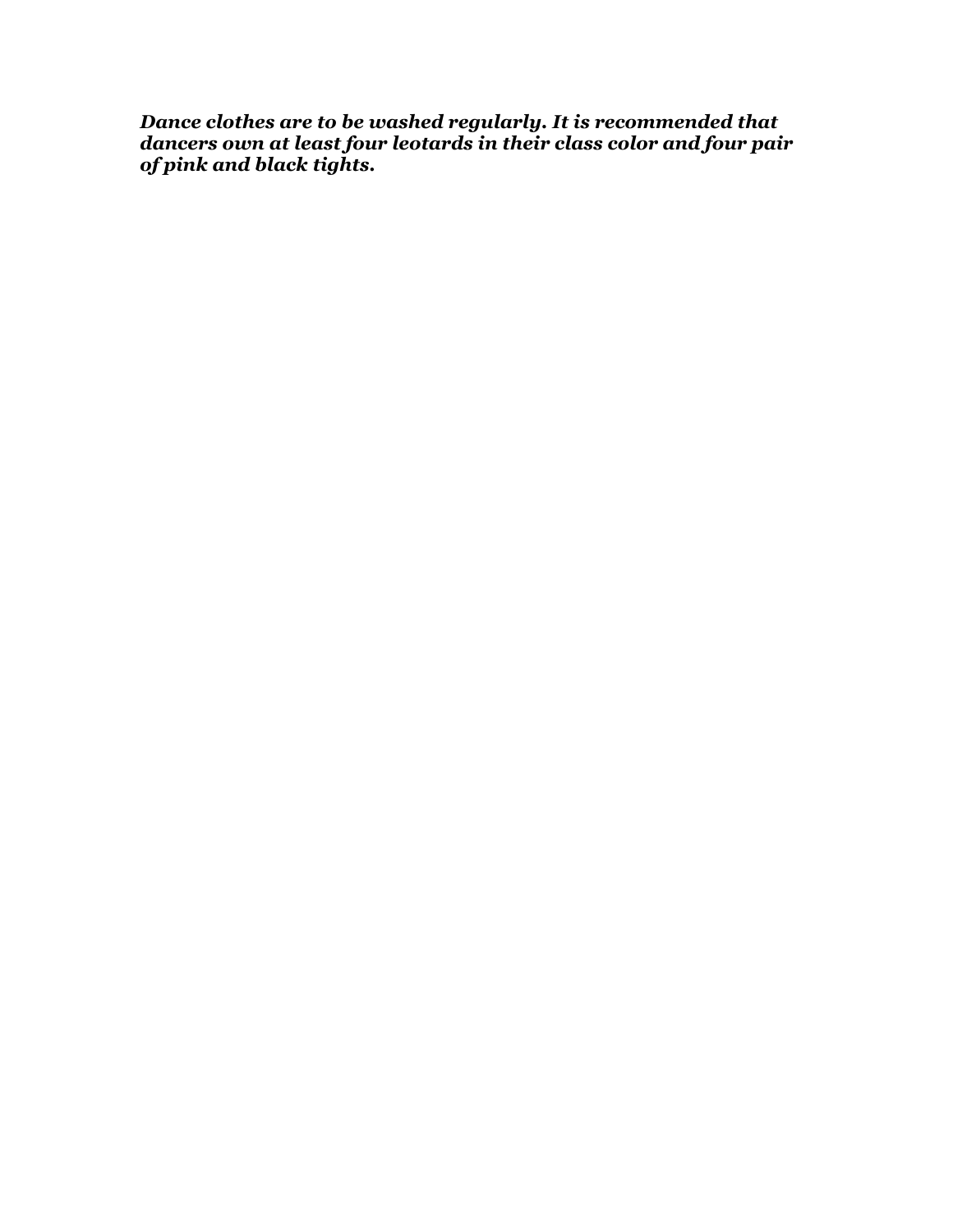***Dance clothes are to be washed regularly. It is recommended that dancers own at least four leotards in their class color and four pair of pink and black tights.***